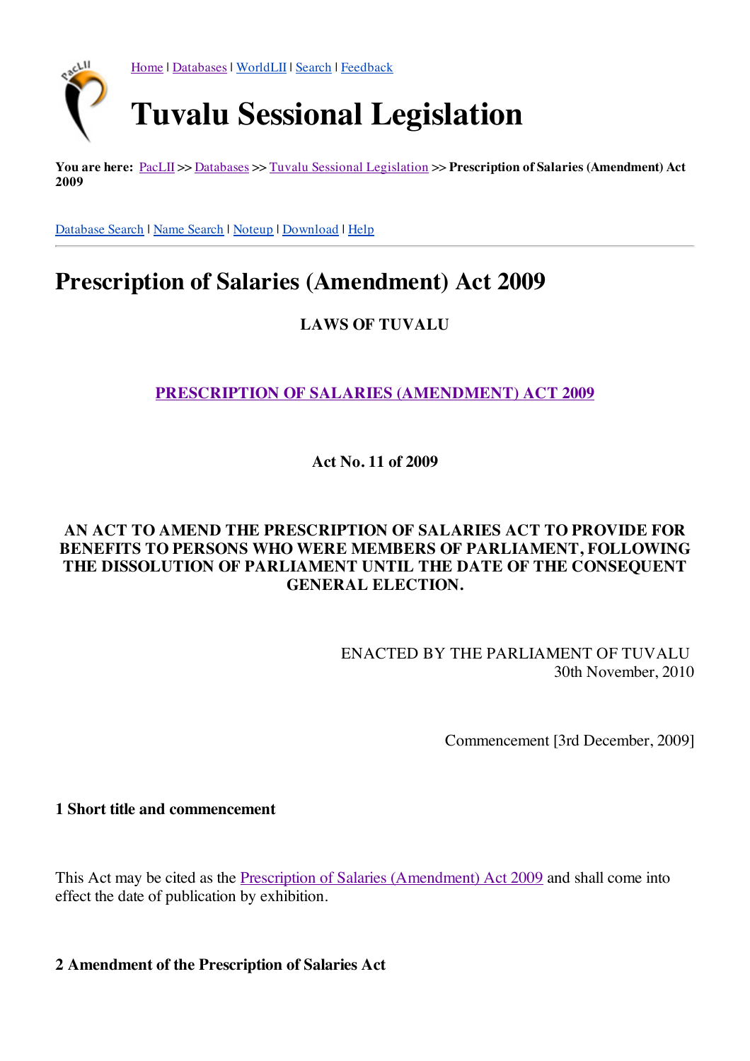Home | Databases | WorldLII | Search | Feedback

# Tuvalu Sessional Legislation

**You are here:** PacLII >> Databases >> Tuvalu Sessional Legislation >> **Prescription of Salaries (Amendment) Act 2009**

Database Search | Name Search | Noteup | Download | Help

---

# Prescription of Salaries (Amendment) Act 2009

**LAWS OF TUVALU**

**PRESCRIPTION OF SALARIES (AMENDMENT) ACT 2009**

**Act No. 11 of 2009**

**AN ACT TO AMEND THE PRESCRIPTION OF SALARIES ACT TO PROVIDE FOR BENEFITS TO PERSONS WHO WERE MEMBERS OF PARLIAMENT, FOLLOWING THE DISSOLUTION OF PARLIAMENT UNTIL THE DATE OF THE CONSEQUENT GENERAL ELECTION.**

ENACTED BY THE PARLIAMENT OF TUVALU
30th November, 2010

Commencement [3rd December, 2009]

### 1 Short title and commencement

This Act may be cited as the Prescription of Salaries (Amendment) Act 2009 and shall come into effect the date of publication by exhibition.

### 2 Amendment of the Prescription of Salaries Act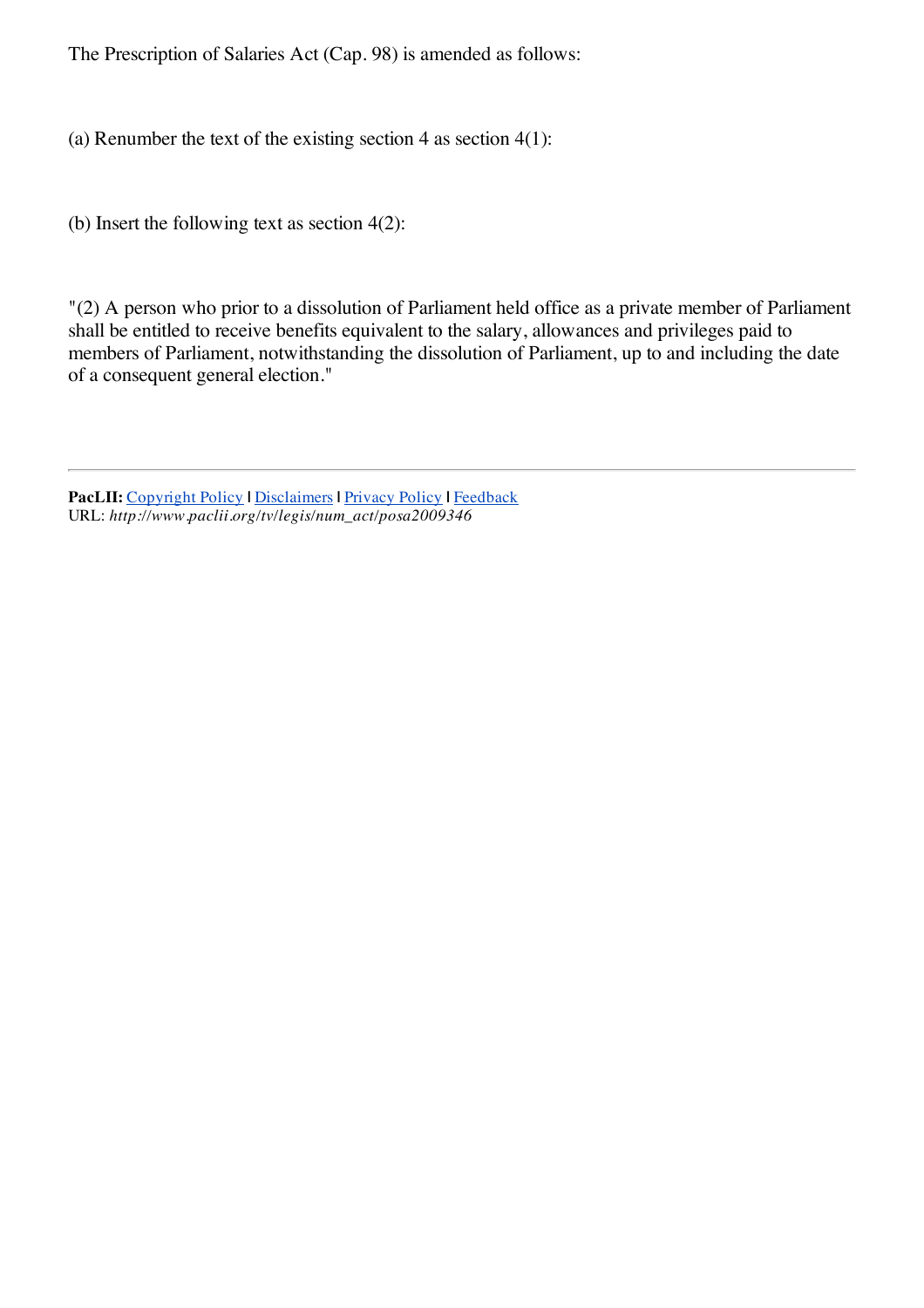The Prescription of Salaries Act (Cap. 98) is amended as follows:

(a) Renumber the text of the existing section 4 as section 4(1):

(b) Insert the following text as section 4(2):

"(2) A person who prior to a dissolution of Parliament held office as a private member of Parliament shall be entitled to receive benefits equivalent to the salary, allowances and privileges paid to members of Parliament, notwithstanding the dissolution of Parliament, up to and including the date of a consequent general election."

---

**PacLII:** Copyright Policy | Disclaimers | Privacy Policy | Feedback
URL: *http://www.paclii.org/tv/legis/num_act/posa2009346*